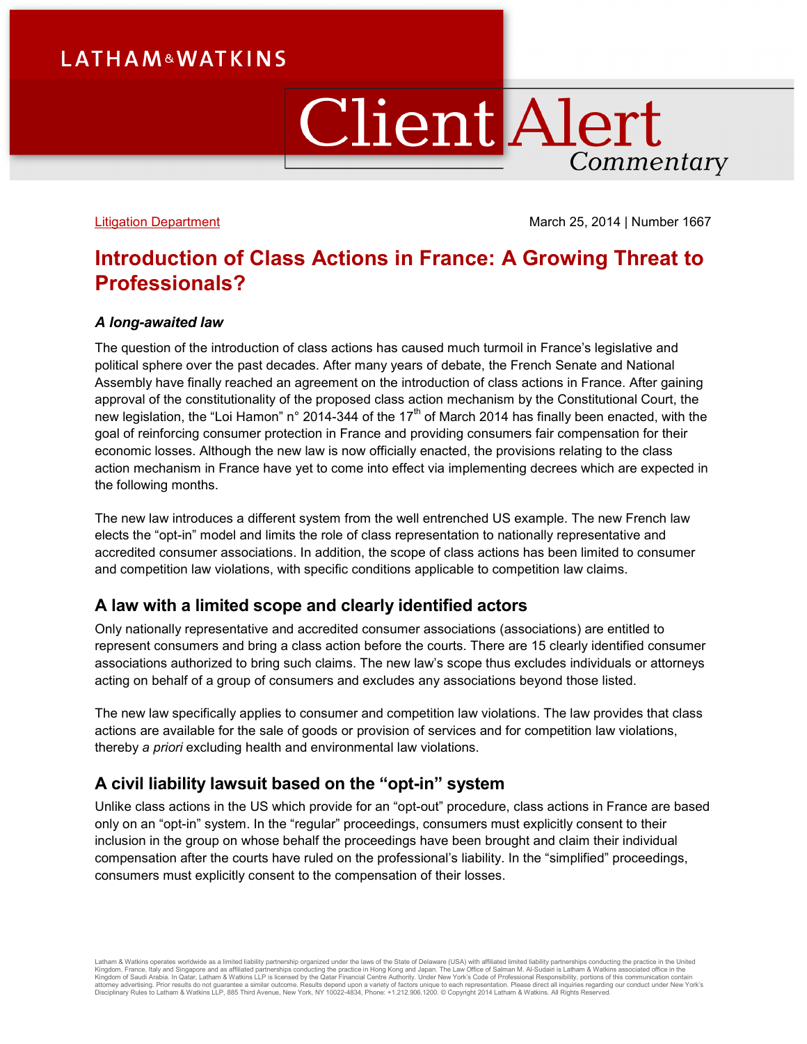Litigation Department

March 25, 2014 | Number 1667

# Introduction of Class Actions in France: A Growing Threat to Professionals?

### *A long-awaited law*

The question of the introduction of class actions has caused much turmoil in France's legislative and political sphere over the past decades. After many years of debate, the French Senate and National Assembly have finally reached an agreement on the introduction of class actions in France. After gaining approval of the constitutionality of the proposed class action mechanism by the Constitutional Court, the new legislation, the "Loi Hamon" n° 2014-344 of the 17th of March 2014 has finally been enacted, with the goal of reinforcing consumer protection in France and providing consumers fair compensation for their economic losses. Although the new law is now officially enacted, the provisions relating to the class action mechanism in France have yet to come into effect via implementing decrees which are expected in the following months.

The new law introduces a different system from the well entrenched US example. The new French law elects the "opt-in" model and limits the role of class representation to nationally representative and accredited consumer associations. In addition, the scope of class actions has been limited to consumer and competition law violations, with specific conditions applicable to competition law claims.

## A law with a limited scope and clearly identified actors

Only nationally representative and accredited consumer associations (associations) are entitled to represent consumers and bring a class action before the courts. There are 15 clearly identified consumer associations authorized to bring such claims. The new law's scope thus excludes individuals or attorneys acting on behalf of a group of consumers and excludes any associations beyond those listed.

The new law specifically applies to consumer and competition law violations. The law provides that class actions are available for the sale of goods or provision of services and for competition law violations, thereby *a priori* excluding health and environmental law violations.

## A civil liability lawsuit based on the "opt-in" system

Unlike class actions in the US which provide for an "opt-out" procedure, class actions in France are based only on an "opt-in" system. In the "regular" proceedings, consumers must explicitly consent to their inclusion in the group on whose behalf the proceedings have been brought and claim their individual compensation after the courts have ruled on the professional's liability. In the "simplified" proceedings, consumers must explicitly consent to the compensation of their losses.

Latham & Watkins operates worldwide as a limited liability partnership organized under the laws of the State of Delaware (USA) with affiliated limited liability partnerships conducting the practice in the United Kingdom, France, Italy and Singapore and as affiliated partnerships conducting the practice in Hong Kong and Japan. The Law Office of Salman M. Al-Sudairi is Latham & Watkins associated office in the Kingdom of Saudi Arabia. In Qatar, Latham & Watkins LLP is licensed by the Qatar Financial Centre Authority. Under New York's Code of Professional Responsibility, portions of this communication contain attorney advertising. Prior results do not guarantee a similar outcome. Results depend upon a variety of factors unique to each representation. Please direct all inquiries regarding our conduct under New York's Disciplinary Rules to Latham & Watkins LLP, 885 Third Avenue, New York, NY 10022-4834, Phone: +1.212.906.1200. © Copyright 2014 Latham & Watkins. All Rights Reserved.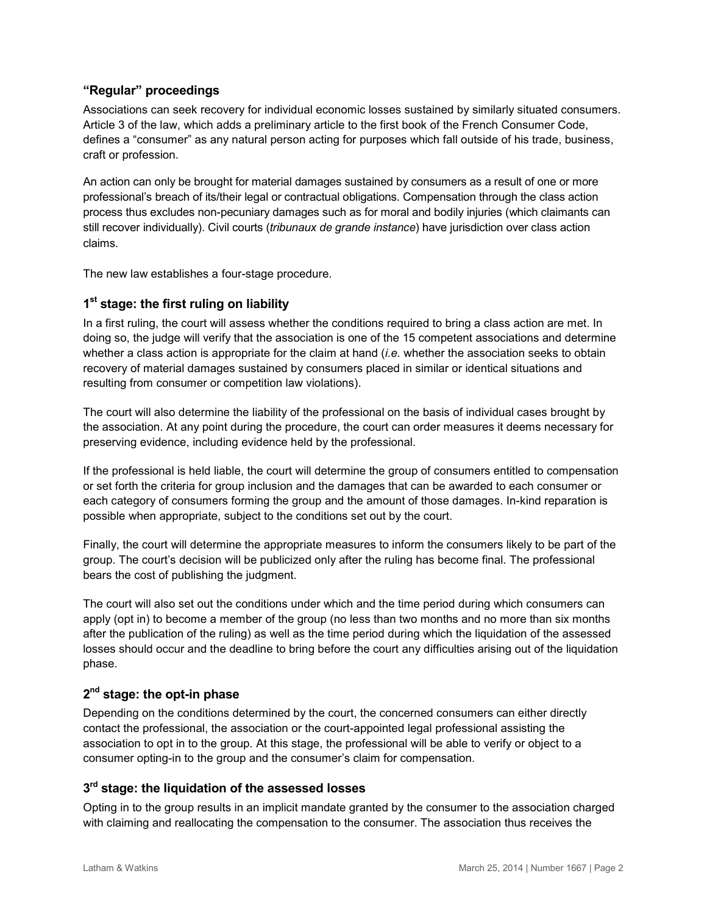### "Regular" proceedings

Associations can seek recovery for individual economic losses sustained by similarly situated consumers. Article 3 of the law, which adds a preliminary article to the first book of the French Consumer Code, defines a "consumer" as any natural person acting for purposes which fall outside of his trade, business, craft or profession.

An action can only be brought for material damages sustained by consumers as a result of one or more professional's breach of its/their legal or contractual obligations. Compensation through the class action process thus excludes non-pecuniary damages such as for moral and bodily injuries (which claimants can still recover individually). Civil courts (*tribunaux de grande instance*) have jurisdiction over class action claims.

The new law establishes a four-stage procedure.

### 1st stage: the first ruling on liability

In a first ruling, the court will assess whether the conditions required to bring a class action are met. In doing so, the judge will verify that the association is one of the 15 competent associations and determine whether a class action is appropriate for the claim at hand (*i.e.* whether the association seeks to obtain recovery of material damages sustained by consumers placed in similar or identical situations and resulting from consumer or competition law violations).

The court will also determine the liability of the professional on the basis of individual cases brought by the association. At any point during the procedure, the court can order measures it deems necessary for preserving evidence, including evidence held by the professional.

If the professional is held liable, the court will determine the group of consumers entitled to compensation or set forth the criteria for group inclusion and the damages that can be awarded to each consumer or each category of consumers forming the group and the amount of those damages. In-kind reparation is possible when appropriate, subject to the conditions set out by the court.

Finally, the court will determine the appropriate measures to inform the consumers likely to be part of the group. The court's decision will be publicized only after the ruling has become final. The professional bears the cost of publishing the judgment.

The court will also set out the conditions under which and the time period during which consumers can apply (opt in) to become a member of the group (no less than two months and no more than six months after the publication of the ruling) as well as the time period during which the liquidation of the assessed losses should occur and the deadline to bring before the court any difficulties arising out of the liquidation phase.

### 2nd stage: the opt-in phase

Depending on the conditions determined by the court, the concerned consumers can either directly contact the professional, the association or the court-appointed legal professional assisting the association to opt in to the group. At this stage, the professional will be able to verify or object to a consumer opting-in to the group and the consumer's claim for compensation.

### 3rd stage: the liquidation of the assessed losses

Opting in to the group results in an implicit mandate granted by the consumer to the association charged with claiming and reallocating the compensation to the consumer. The association thus receives the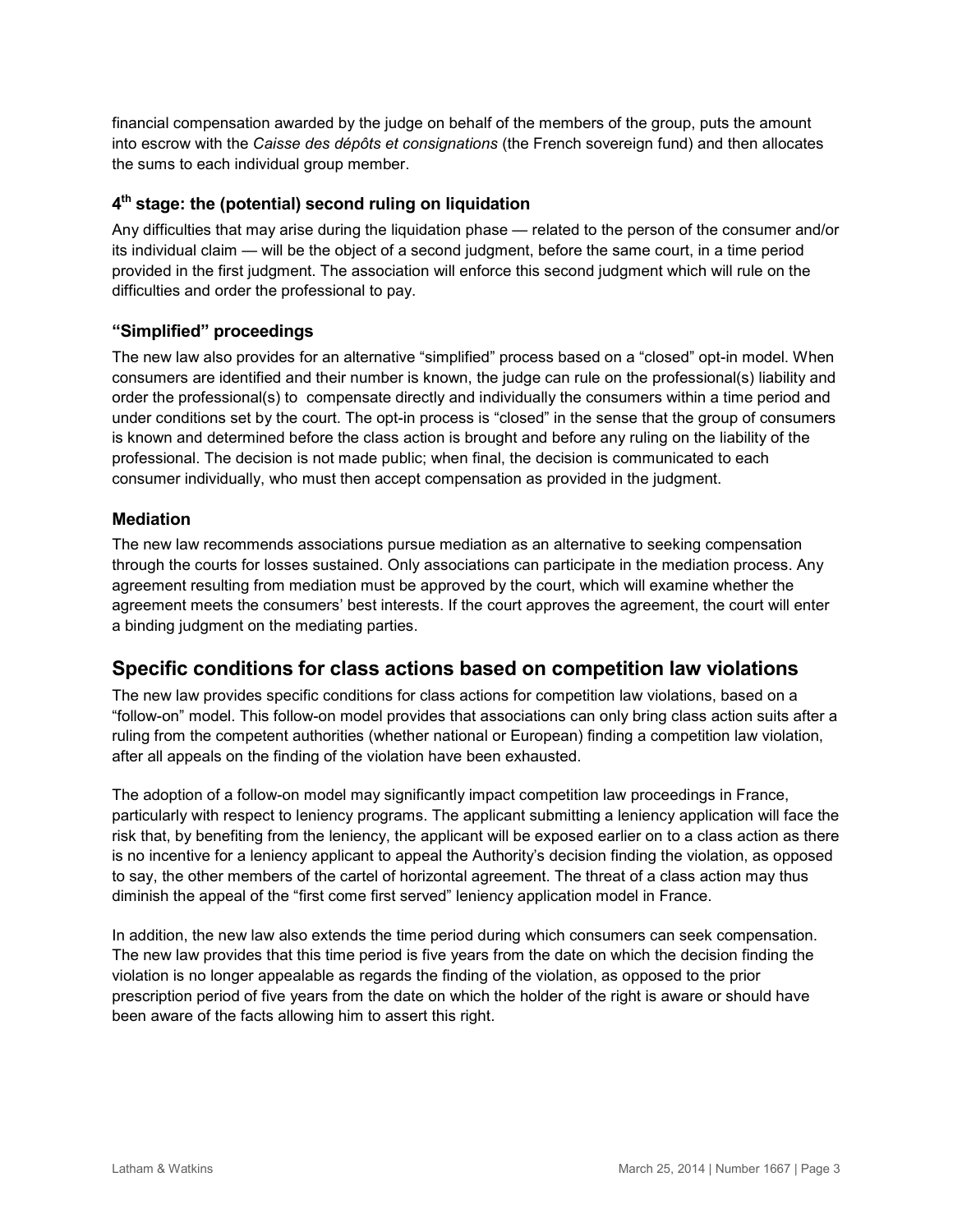financial compensation awarded by the judge on behalf of the members of the group, puts the amount into escrow with the *Caisse des dépôts et consignations* (the French sovereign fund) and then allocates the sums to each individual group member.

### 4th stage: the (potential) second ruling on liquidation

Any difficulties that may arise during the liquidation phase — related to the person of the consumer and/or its individual claim — will be the object of a second judgment, before the same court, in a time period provided in the first judgment. The association will enforce this second judgment which will rule on the difficulties and order the professional to pay.

### "Simplified" proceedings

The new law also provides for an alternative "simplified" process based on a "closed" opt-in model. When consumers are identified and their number is known, the judge can rule on the professional(s) liability and order the professional(s) to compensate directly and individually the consumers within a time period and under conditions set by the court. The opt-in process is "closed" in the sense that the group of consumers is known and determined before the class action is brought and before any ruling on the liability of the professional. The decision is not made public; when final, the decision is communicated to each consumer individually, who must then accept compensation as provided in the judgment.

### Mediation

The new law recommends associations pursue mediation as an alternative to seeking compensation through the courts for losses sustained. Only associations can participate in the mediation process. Any agreement resulting from mediation must be approved by the court, which will examine whether the agreement meets the consumers' best interests. If the court approves the agreement, the court will enter a binding judgment on the mediating parties.

## Specific conditions for class actions based on competition law violations

The new law provides specific conditions for class actions for competition law violations, based on a "follow-on" model. This follow-on model provides that associations can only bring class action suits after a ruling from the competent authorities (whether national or European) finding a competition law violation, after all appeals on the finding of the violation have been exhausted.

The adoption of a follow-on model may significantly impact competition law proceedings in France, particularly with respect to leniency programs. The applicant submitting a leniency application will face the risk that, by benefiting from the leniency, the applicant will be exposed earlier on to a class action as there is no incentive for a leniency applicant to appeal the Authority's decision finding the violation, as opposed to say, the other members of the cartel of horizontal agreement. The threat of a class action may thus diminish the appeal of the "first come first served" leniency application model in France.

In addition, the new law also extends the time period during which consumers can seek compensation. The new law provides that this time period is five years from the date on which the decision finding the violation is no longer appealable as regards the finding of the violation, as opposed to the prior prescription period of five years from the date on which the holder of the right is aware or should have been aware of the facts allowing him to assert this right.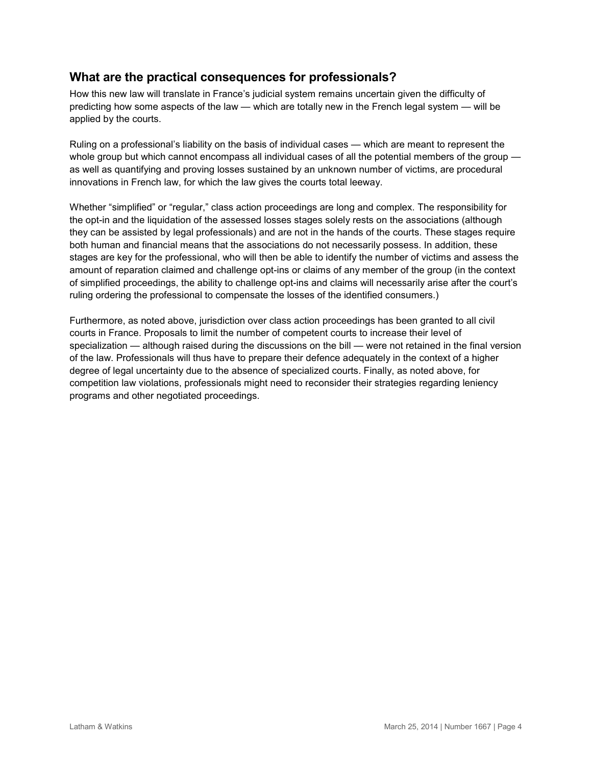## What are the practical consequences for professionals?

How this new law will translate in France's judicial system remains uncertain given the difficulty of predicting how some aspects of the law — which are totally new in the French legal system — will be applied by the courts.

Ruling on a professional's liability on the basis of individual cases — which are meant to represent the whole group but which cannot encompass all individual cases of all the potential members of the group — as well as quantifying and proving losses sustained by an unknown number of victims, are procedural innovations in French law, for which the law gives the courts total leeway.

Whether "simplified" or "regular," class action proceedings are long and complex. The responsibility for the opt-in and the liquidation of the assessed losses stages solely rests on the associations (although they can be assisted by legal professionals) and are not in the hands of the courts. These stages require both human and financial means that the associations do not necessarily possess. In addition, these stages are key for the professional, who will then be able to identify the number of victims and assess the amount of reparation claimed and challenge opt-ins or claims of any member of the group (in the context of simplified proceedings, the ability to challenge opt-ins and claims will necessarily arise after the court's ruling ordering the professional to compensate the losses of the identified consumers.)

Furthermore, as noted above, jurisdiction over class action proceedings has been granted to all civil courts in France. Proposals to limit the number of competent courts to increase their level of specialization — although raised during the discussions on the bill — were not retained in the final version of the law. Professionals will thus have to prepare their defence adequately in the context of a higher degree of legal uncertainty due to the absence of specialized courts. Finally, as noted above, for competition law violations, professionals might need to reconsider their strategies regarding leniency programs and other negotiated proceedings.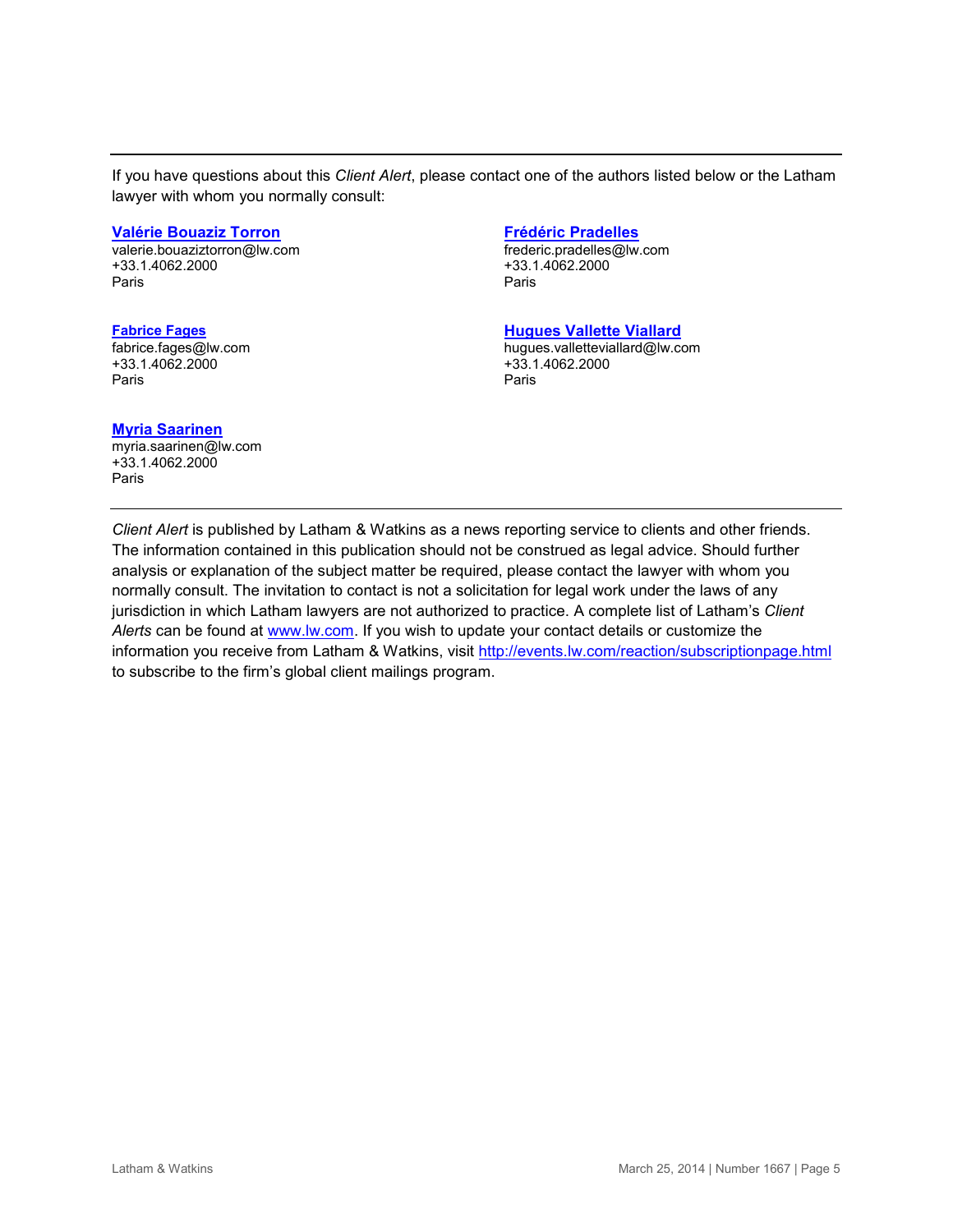If you have questions about this *Client Alert*, please contact one of the authors listed below or the Latham lawyer with whom you normally consult:

**Valérie Bouaziz Torron**
valerie.bouaziztorron@lw.com
+33.1.4062.2000
Paris

**Frédéric Pradelles**
frederic.pradelles@lw.com
+33.1.4062.2000
Paris

**Fabrice Fages**
fabrice.fages@lw.com
+33.1.4062.2000
Paris

**Hugues Vallette Viallard**
hugues.valletteviallard@lw.com
+33.1.4062.2000
Paris

**Myria Saarinen**
myria.saarinen@lw.com
+33.1.4062.2000
Paris

---

*Client Alert* is published by Latham & Watkins as a news reporting service to clients and other friends. The information contained in this publication should not be construed as legal advice. Should further analysis or explanation of the subject matter be required, please contact the lawyer with whom you normally consult. The invitation to contact is not a solicitation for legal work under the laws of any jurisdiction in which Latham lawyers are not authorized to practice. A complete list of Latham's *Client Alerts* can be found at www.lw.com. If you wish to update your contact details or customize the information you receive from Latham & Watkins, visit http://events.lw.com/reaction/subscriptionpage.html to subscribe to the firm's global client mailings program.